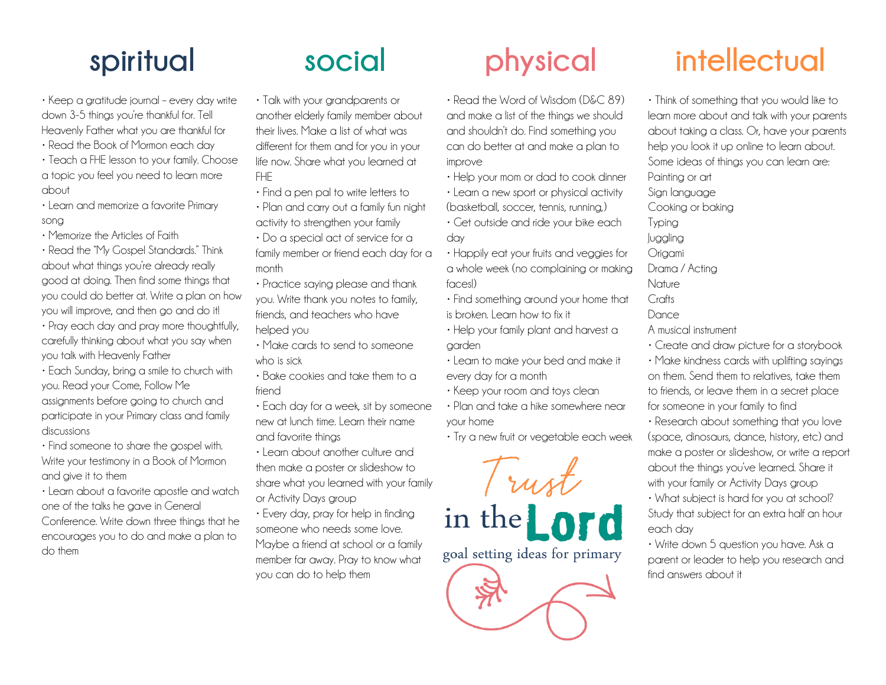## spiritual

- Keep a gratitude journal – every day write down 3-5 things you're thankful for. Tell Heavenly Father what you are thankful for
- Read the Book of Mormon each day
- Teach a FHE lesson to your family. Choose a topic you feel you need to learn more about
- Learn and memorize a favorite Primary song
- Memorize the Articles of Faith
- Read the "My Gospel Standards." Think about what things you're already really good at doing. Then find some things that you could do better at. Write a plan on how you will improve, and then go and do it!
- Pray each day and pray more thoughtfully, carefully thinking about what you say when you talk with Heavenly Father
- Each Sunday, bring a smile to church with you. Read your Come, Follow Me assignments before going to church and participate in your Primary class and family discussions
- Find someone to share the gospel with. Write your testimony in a Book of Mormon and give it to them
- Learn about a favorite apostle and watch one of the talks he gave in General Conference. Write down three things that he encourages you to do and make a plan to do them

## social

- Talk with your grandparents or another elderly family member about their lives. Make a list of what was different for them and for you in your life now. Share what you learned at FHE
- Find a pen pal to write letters to
- Plan and carry out a family fun night activity to strengthen your family
- Do a special act of service for a family member or friend each day for a month
- Practice saying please and thank you. Write thank you notes to family, friends, and teachers who have helped you
- Make cards to send to someone who is sick
- Bake cookies and take them to a friend
- Each day for a week, sit by someone new at lunch time. Learn their name and favorite things
- Learn about another culture and then make a poster or slideshow to share what you learned with your family or Activity Days group
- Every day, pray for help in finding someone who needs some love. Maybe a friend at school or a family member far away. Pray to know what you can do to help them

## physical

- Read the Word of Wisdom (D&C 89) and make a list of the things we should and shouldn't do. Find something you can do better at and make a plan to improve
- Help your mom or dad to cook dinner
- Learn a new sport or physical activity (basketball, soccer, tennis, running,)
- Get outside and ride your bike each day
- Happily eat your fruits and veggies for a whole week (no complaining or making faces!)
- Find something around your home that is broken. Learn how to fix it
- Help your family plant and harvest a garden
- Learn to make your bed and make it every day for a month
- Keep your room and toys clean
- Plan and take a hike somewhere near your home
- Try a new fruit or vegetable each week

Trust in the Lord

goal setting ideas for primary

## intellectual

- Think of something that you would like to learn more about and talk with your parents about taking a class. Or, have your parents help you look it up online to learn about. Some ideas of things you can learn are:

Painting or art
Sign language
Cooking or baking
Typing
Juggling
Origami
Drama / Acting
Nature
Crafts
Dance
A musical instrument

- Create and draw picture for a storybook
- Make kindness cards with uplifting sayings on them. Send them to relatives, take them to friends, or leave them in a secret place for someone in your family to find
- Research about something that you love (space, dinosaurs, dance, history, etc) and make a poster or slideshow, or write a report about the things you've learned. Share it with your family or Activity Days group
- What subject is hard for you at school? Study that subject for an extra half an hour each day
- Write down 5 question you have. Ask a parent or leader to help you research and find answers about it